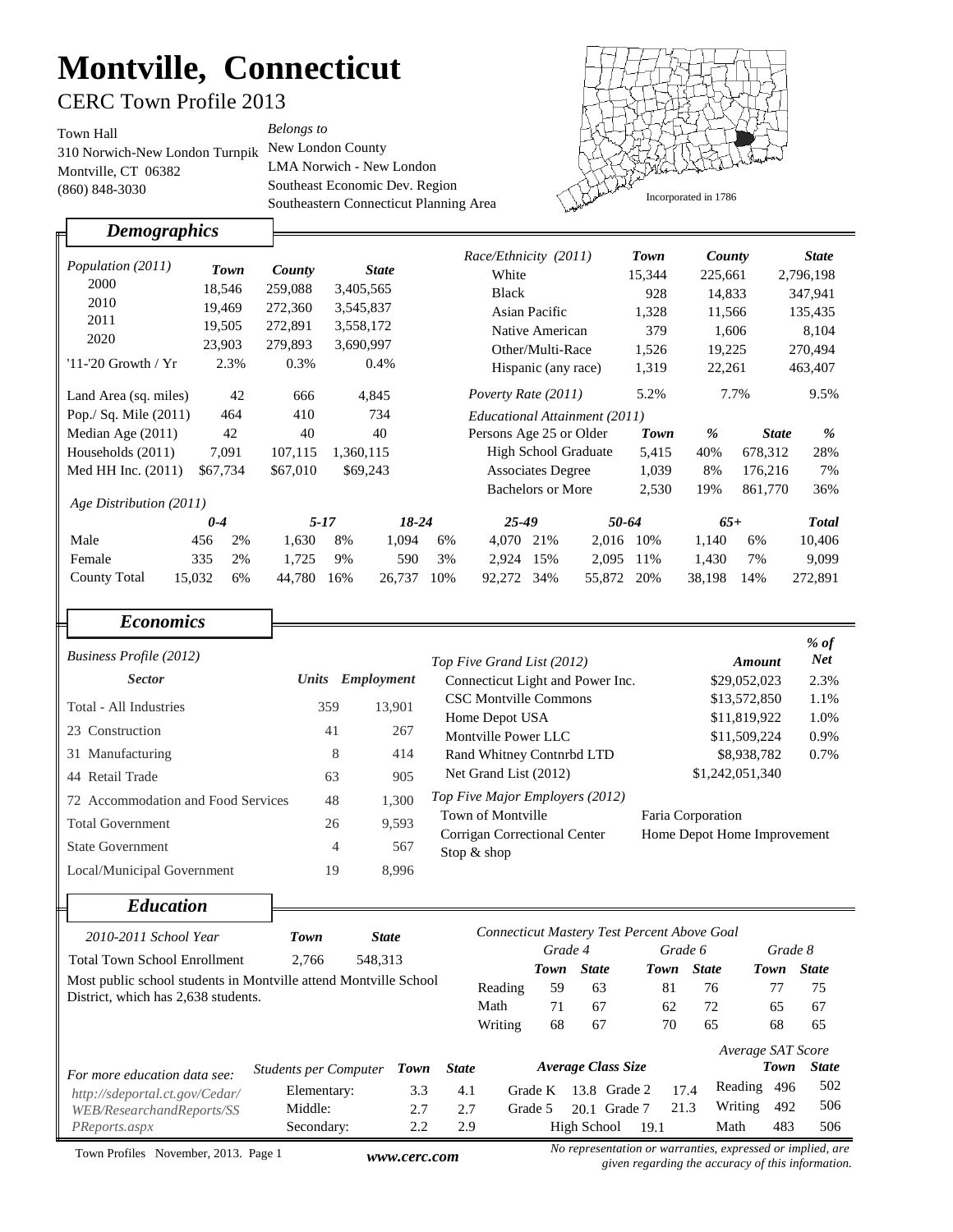# Montville, Connecticut

## CERC Town Profile 2013

Town Hall
310 Norwich-New London Turnpike
Montville, CT 06382
(860) 848-3030

*Belongs to*
New London County
LMA Norwich - New London
Southeast Economic Dev. Region
Southeastern Connecticut Planning Area

Incorporated in 1786

## *Demographics*

| *Population (2011)* | *Town* | *County* | *State* |
|---|---|---|---|
| 2000 | 18,546 | 259,088 | 3,405,565 |
| 2010 | 19,469 | 272,360 | 3,545,837 |
| 2011 | 19,505 | 272,891 | 3,558,172 |
| 2020 | 23,903 | 279,893 | 3,690,997 |
| '11-'20 Growth / Yr | 2.3% | 0.3% | 0.4% |
| Land Area (sq. miles) | 42 | 666 | 4,845 |
| Pop./ Sq. Mile (2011) | 464 | 410 | 734 |
| Median Age (2011) | 42 | 40 | 40 |
| Households (2011) | 7,091 | 107,115 | 1,360,115 |
| Med HH Inc. (2011) | $67,734 | $67,010 | $69,243 |

| *Race/Ethnicity (2011)* | *Town* | *County* | *State* |
|---|---|---|---|
| White | 15,344 | 225,661 | 2,796,198 |
| Black | 928 | 14,833 | 347,941 |
| Asian Pacific | 1,328 | 11,566 | 135,435 |
| Native American | 379 | 1,606 | 8,104 |
| Other/Multi-Race | 1,526 | 19,225 | 270,494 |
| Hispanic (any race) | 1,319 | 22,261 | 463,407 |
| *Poverty Rate (2011)* | 5.2% | 7.7% | 9.5% |

*Educational Attainment (2011)*

| Persons Age 25 or Older | *Town* | *%* | *State* | *%* |
|---|---|---|---|---|
| High School Graduate | 5,415 | 40% | 678,312 | 28% |
| Associates Degree | 1,039 | 8% | 176,216 | 7% |
| Bachelors or More | 2,530 | 19% | 861,770 | 36% |

*Age Distribution (2011)*

| | *0-4* | | *5-17* | | *18-24* | | *25-49* | | *50-64* | | *65+* | | *Total* |
|---|---|---|---|---|---|---|---|---|---|---|---|---|---|
| Male | 456 | 2% | 1,630 | 8% | 1,094 | 6% | 4,070 | 21% | 2,016 | 10% | 1,140 | 6% | 10,406 |
| Female | 335 | 2% | 1,725 | 9% | 590 | 3% | 2,924 | 15% | 2,095 | 11% | 1,430 | 7% | 9,099 |
| County Total | 15,032 | 6% | 44,780 | 16% | 26,737 | 10% | 92,272 | 34% | 55,872 | 20% | 38,198 | 14% | 272,891 |

## *Economics*

*Business Profile (2012)*

| *Sector* | *Units* | *Employment* |
|---|---|---|
| Total - All Industries | 359 | 13,901 |
| 23 Construction | 41 | 267 |
| 31 Manufacturing | 8 | 414 |
| 44 Retail Trade | 63 | 905 |
| 72 Accommodation and Food Services | 48 | 1,300 |
| Total Government | 26 | 9,593 |
| State Government | 4 | 567 |
| Local/Municipal Government | 19 | 8,996 |

| *Top Five Grand List (2012)* | *Amount* | *% of Net* |
|---|---|---|
| Connecticut Light and Power Inc. | $29,052,023 | 2.3% |
| CSC Montville Commons | $13,572,850 | 1.1% |
| Home Depot USA | $11,819,922 | 1.0% |
| Montville Power LLC | $11,509,224 | 0.9% |
| Rand Whitney Contnrbd LTD | $8,938,782 | 0.7% |
| Net Grand List (2012) | $1,242,051,340 | |

*Top Five Major Employers (2012)*

- Town of Montville
- Faria Corporation
- Corrigan Correctional Center
- Home Depot Home Improvement
- Stop & shop

## *Education*

| *2010-2011 School Year* | *Town* | *State* |
|---|---|---|
| Total Town School Enrollment | 2,766 | 548,313 |

Most public school students in Montville attend Montville School District, which has 2,638 students.

*Connecticut Mastery Test Percent Above Goal*

| | *Grade 4 Town* | *Grade 4 State* | *Grade 6 Town* | *Grade 6 State* | *Grade 8 Town* | *Grade 8 State* |
|---|---|---|---|---|---|---|
| Reading | 59 | 63 | 81 | 76 | 77 | 75 |
| Math | 71 | 67 | 62 | 72 | 65 | 67 |
| Writing | 68 | 67 | 70 | 65 | 68 | 65 |

*For more education data see:*
*http://sdeportal.ct.gov/Cedar/WEB/ResearchandReports/SSPReports.aspx*

| *Students per Computer* | *Town* | *State* |
|---|---|---|
| Elementary: | 3.3 | 4.1 |
| Middle: | 2.7 | 2.7 |
| Secondary: | 2.2 | 2.9 |

*Average Class Size*

| | | | |
|---|---|---|---|
| Grade K | 13.8 | Grade 2 | 17.4 |
| Grade 5 | 20.1 | Grade 7 | 21.3 |
| High School | 19.1 | | |

*Average SAT Score*

| | *Town* | *State* |
|---|---|---|
| Reading | 496 | 502 |
| Writing | 492 | 506 |
| Math | 483 | 506 |

Town Profiles November, 2013. *www.cerc.com*

*No representation or warranties, expressed or implied, are given regarding the accuracy of this information.*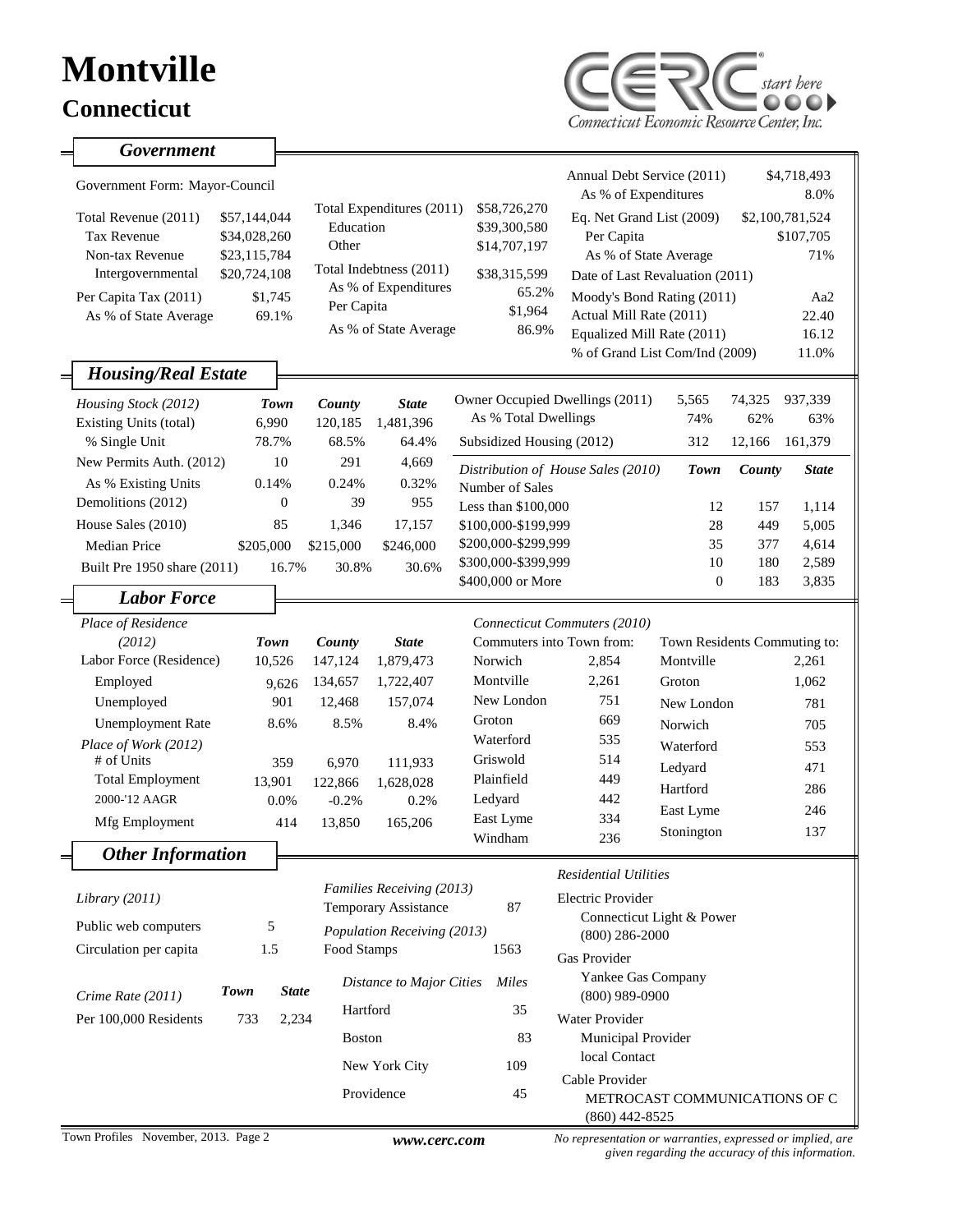# Montville

## Connecticut

Connecticut Economic Resource Center, Inc.

### Government

Government Form: Mayor-Council

| | |
|---|---|
| Total Revenue (2011) | $57,144,044 |
| Tax Revenue | $34,028,260 |
| Non-tax Revenue | $23,115,784 |
| Intergovernmental | $20,724,108 |
| Per Capita Tax (2011) | $1,745 |
| As % of State Average | 69.1% |

| | |
|---|---|
| Total Expenditures (2011) | $58,726,270 |
| Education | $39,300,580 |
| Other | $14,707,197 |
| Total Indebtness (2011) | $38,315,599 |
| As % of Expenditures | 65.2% |
| Per Capita | $1,964 |
| As % of State Average | 86.9% |

| | |
|---|---|
| Annual Debt Service (2011) | $4,718,493 |
| As % of Expenditures | 8.0% |
| Eq. Net Grand List (2009) | $2,100,781,524 |
| Per Capita | $107,705 |
| As % of State Average | 71% |
| Date of Last Revaluation (2011) | |
| Moody's Bond Rating (2011) | Aa2 |
| Actual Mill Rate (2011) | 22.40 |
| Equalized Mill Rate (2011) | 16.12 |
| % of Grand List Com/Ind (2009) | 11.0% |

### Housing/Real Estate

| *Housing Stock (2012)* | *Town* | *County* | *State* |
|---|---|---|---|
| Existing Units (total) | 6,990 | 120,185 | 1,481,396 |
| % Single Unit | 78.7% | 68.5% | 64.4% |
| New Permits Auth. (2012) | 10 | 291 | 4,669 |
| As % Existing Units | 0.14% | 0.24% | 0.32% |
| Demolitions (2012) | 0 | 39 | 955 |
| House Sales (2010) | 85 | 1,346 | 17,157 |
| Median Price | $205,000 | $215,000 | $246,000 |
| Built Pre 1950 share (2011) | 16.7% | 30.8% | 30.6% |

| | Town | County | State |
|---|---|---|---|
| Owner Occupied Dwellings (2011) | 5,565 | 74,325 | 937,339 |
| As % Total Dwellings | 74% | 62% | 63% |
| Subsidized Housing (2012) | 312 | 12,166 | 161,379 |

| *Distribution of House Sales (2010)* Number of Sales | *Town* | *County* | *State* |
|---|---|---|---|
| Less than $100,000 | 12 | 157 | 1,114 |
| $100,000-$199,999 | 28 | 449 | 5,005 |
| $200,000-$299,999 | 35 | 377 | 4,614 |
| $300,000-$399,999 | 10 | 180 | 2,589 |
| $400,000 or More | 0 | 183 | 3,835 |

### Labor Force

| *Place of Residence (2012)* | *Town* | *County* | *State* |
|---|---|---|---|
| Labor Force (Residence) | 10,526 | 147,124 | 1,879,473 |
| Employed | 9,626 | 134,657 | 1,722,407 |
| Unemployed | 901 | 12,468 | 157,074 |
| Unemployment Rate | 8.6% | 8.5% | 8.4% |
| *Place of Work (2012)* | | | |
| # of Units | 359 | 6,970 | 111,933 |
| Total Employment | 13,901 | 122,866 | 1,628,028 |
| 2000-'12 AAGR | 0.0% | -0.2% | 0.2% |
| Mfg Employment | 414 | 13,850 | 165,206 |

*Connecticut Commuters (2010)*

| Commuters into Town from: | | Town Residents Commuting to: | |
|---|---|---|---|
| Norwich | 2,854 | Montville | 2,261 |
| Montville | 2,261 | Groton | 1,062 |
| New London | 751 | New London | 781 |
| Groton | 669 | Norwich | 705 |
| Waterford | 535 | Waterford | 553 |
| Griswold | 514 | Ledyard | 471 |
| Plainfield | 449 | Hartford | 286 |
| Ledyard | 442 | East Lyme | 246 |
| East Lyme | 334 | Stonington | 137 |
| Windham | 236 | | |

### Other Information

| *Library (2011)* | |
|---|---|
| Public web computers | 5 |
| Circulation per capita | 1.5 |

| *Crime Rate (2011)* | *Town* | *State* |
|---|---|---|
| Per 100,000 Residents | 733 | 2,234 |

*Families Receiving (2013)*
Temporary Assistance 87

*Population Receiving (2013)*
Food Stamps 1563

| *Distance to Major Cities* | *Miles* |
|---|---|
| Hartford | 35 |
| Boston | 83 |
| New York City | 109 |
| Providence | 45 |

*Residential Utilities*

Electric Provider
Connecticut Light & Power
(800) 286-2000

Gas Provider
Yankee Gas Company
(800) 989-0900

Water Provider
Municipal Provider
local Contact

Cable Provider
METROCAST COMMUNICATIONS OF C
(860) 442-8525

Town Profiles November, 2013. Page 2 www.cerc.com *No representation or warranties, expressed or implied, are given regarding the accuracy of this information.*